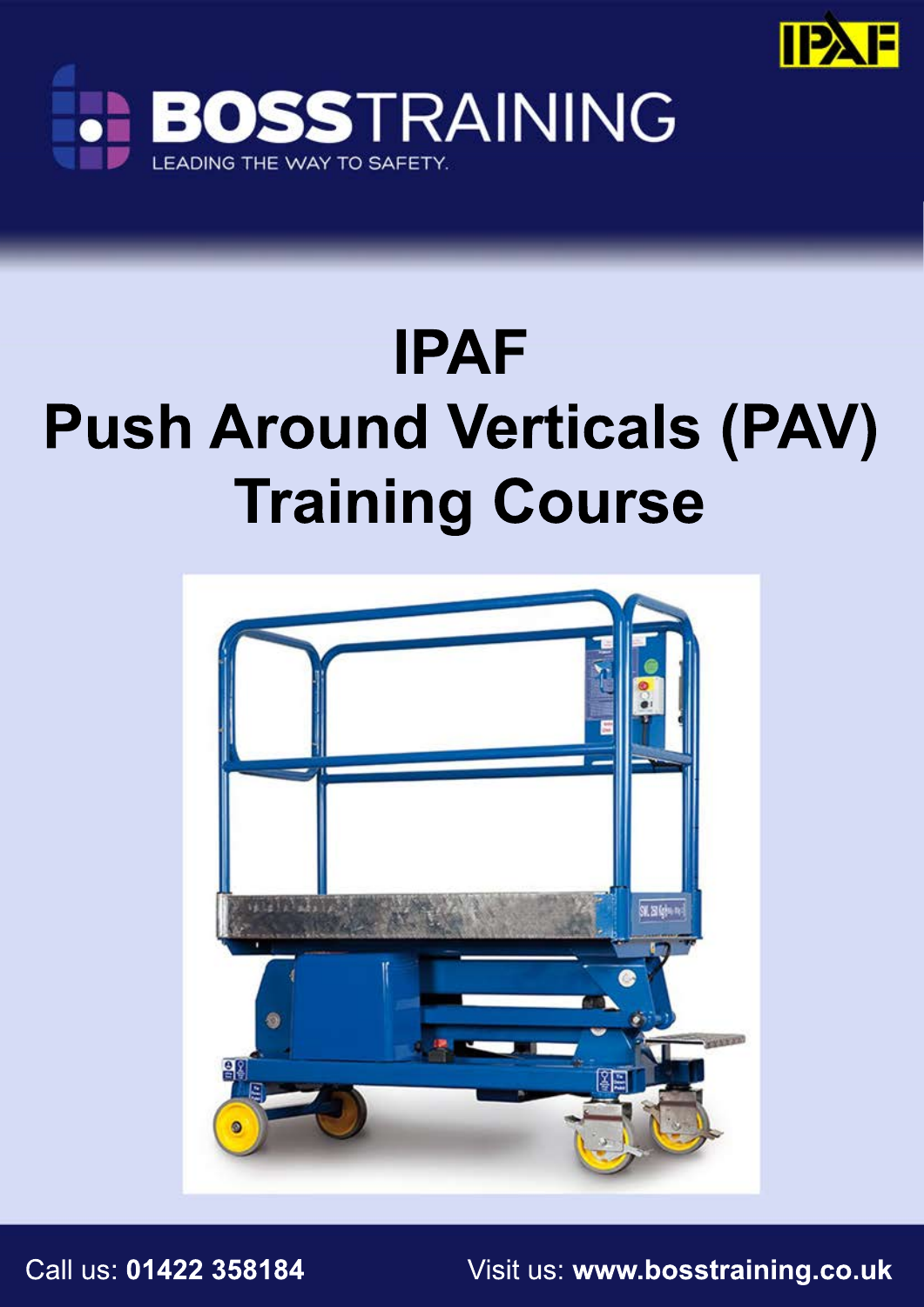BOSSTRAINING

LEADING THE WAY TO SAFETY.

# IPAF
# Push Around Verticals (PAV) Training Course

Call us: **01422 358184**

Visit us: **www.bosstraining.co.uk**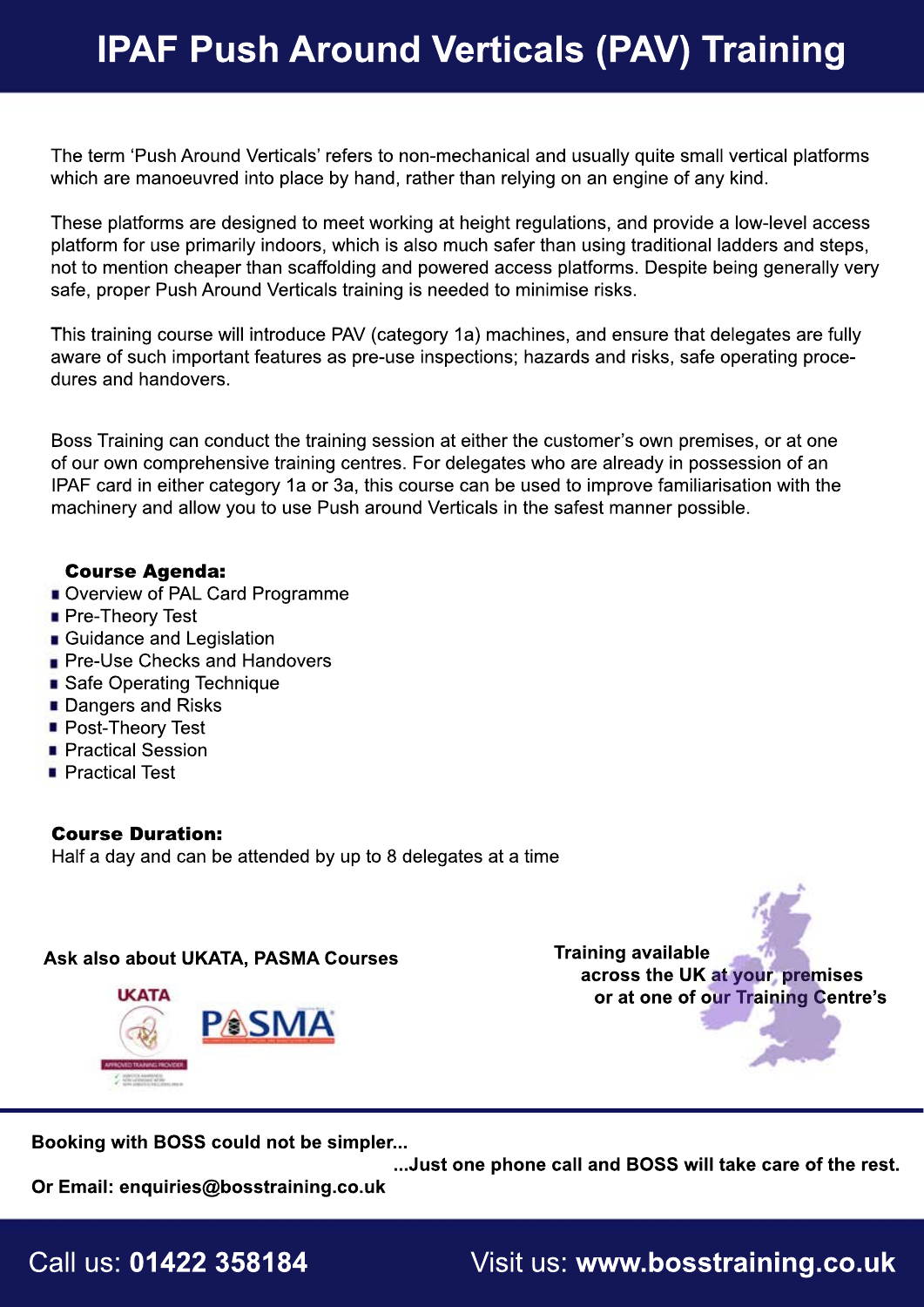# IPAF Push Around Verticals (PAV) Training

The term 'Push Around Verticals' refers to non-mechanical and usually quite small vertical platforms which are manoeuvred into place by hand, rather than relying on an engine of any kind.

These platforms are designed to meet working at height regulations, and provide a low-level access platform for use primarily indoors, which is also much safer than using traditional ladders and steps, not to mention cheaper than scaffolding and powered access platforms. Despite being generally very safe, proper Push Around Verticals training is needed to minimise risks.

This training course will introduce PAV (category 1a) machines, and ensure that delegates are fully aware of such important features as pre-use inspections; hazards and risks, safe operating procedures and handovers.

Boss Training can conduct the training session at either the customer's own premises, or at one of our own comprehensive training centres. For delegates who are already in possession of an IPAF card in either category 1a or 3a, this course can be used to improve familiarisation with the machinery and allow you to use Push around Verticals in the safest manner possible.

**Course Agenda:**

- Overview of PAL Card Programme
- Pre-Theory Test
- Guidance and Legislation
- Pre-Use Checks and Handovers
- Safe Operating Technique
- Dangers and Risks
- Post-Theory Test
- Practical Session
- Practical Test

**Course Duration:**
Half a day and can be attended by up to 8 delegates at a time

**Ask also about UKATA, PASMA Courses**

**Training available across the UK at your premises or at one of our Training Centre's**

**Booking with BOSS could not be simpler...**

**...Just one phone call and BOSS will take care of the rest.**

**Or Email: enquiries@bosstraining.co.uk**

Call us: **01422 358184**

Visit us: **www.bosstraining.co.uk**